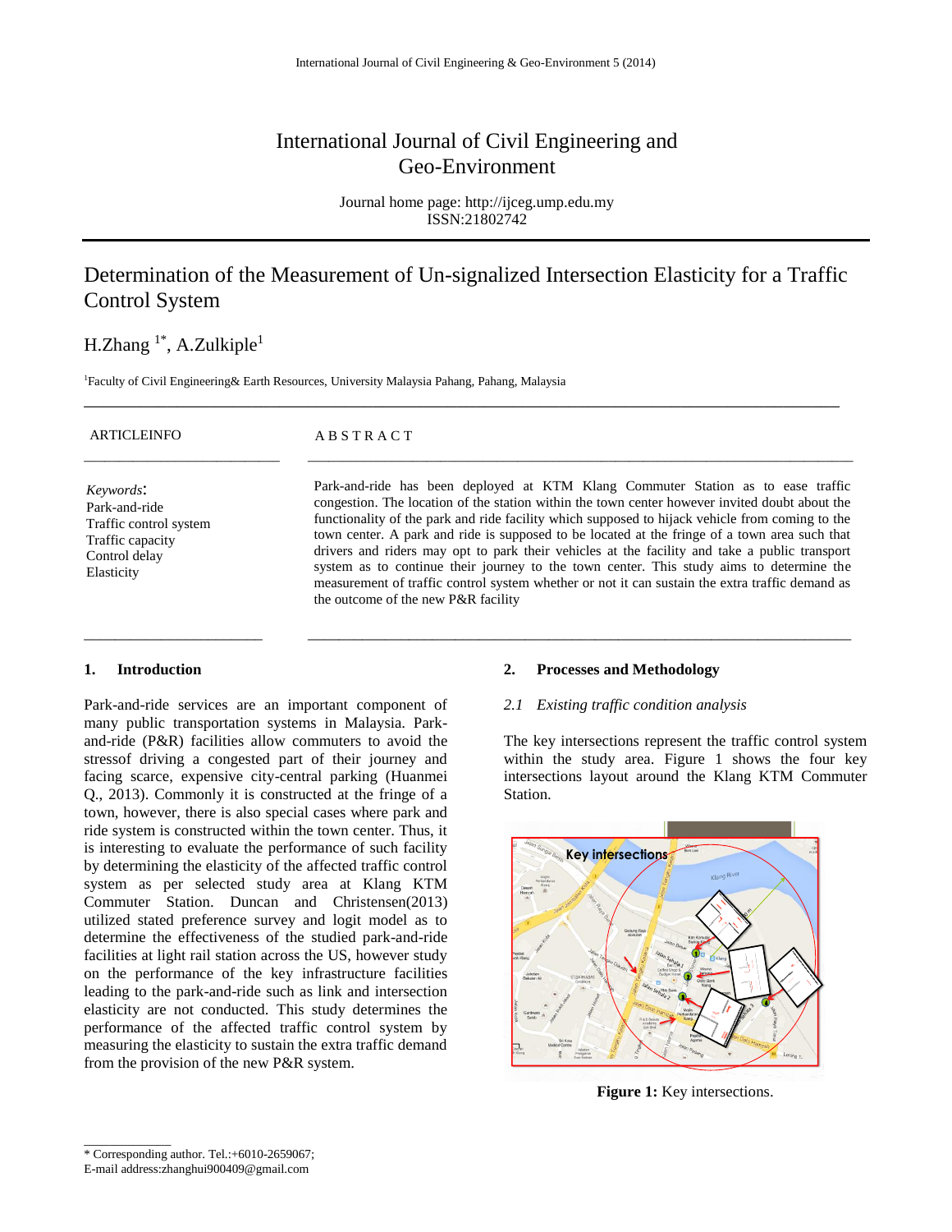# International Journal of Civil Engineering and Geo-Environment

Journal home page: http://ijceg.ump.edu.my
ISSN:21802742

## Determination of the Measurement of Un-signalized Intersection Elasticity for a Traffic Control System

H.Zhang [1*], A.Zulkiple[1]

[1]Faculty of Civil Engineering& Earth Resources, University Malaysia Pahang, Pahang, Malaysia

**ARTICLEINFO**

*Keywords*:
Park-and-ride
Traffic control system
Traffic capacity
Control delay
Elasticity

**ABSTRACT**

Park-and-ride has been deployed at KTM Klang Commuter Station as to ease traffic congestion. The location of the station within the town center however invited doubt about the functionality of the park and ride facility which supposed to hijack vehicle from coming to the town center. A park and ride is supposed to be located at the fringe of a town area such that drivers and riders may opt to park their vehicles at the facility and take a public transport system as to continue their journey to the town center. This study aims to determine the measurement of traffic control system whether or not it can sustain the extra traffic demand as the outcome of the new P&R facility

### 1. Introduction

Park-and-ride services are an important component of many public transportation systems in Malaysia. Park-and-ride (P&R) facilities allow commuters to avoid the stressof driving a congested part of their journey and facing scarce, expensive city-central parking (Huanmei Q., 2013). Commonly it is constructed at the fringe of a town, however, there is also special cases where park and ride system is constructed within the town center. Thus, it is interesting to evaluate the performance of such facility by determining the elasticity of the affected traffic control system as per selected study area at Klang KTM Commuter Station. Duncan and Christensen(2013) utilized stated preference survey and logit model as to determine the effectiveness of the studied park-and-ride facilities at light rail station across the US, however study on the performance of the key infrastructure facilities leading to the park-and-ride such as link and intersection elasticity are not conducted. This study determines the performance of the affected traffic control system by measuring the elasticity to sustain the extra traffic demand from the provision of the new P&R system.

### 2. Processes and Methodology

*2.1 Existing traffic condition analysis*

The key intersections represent the traffic control system within the study area. Figure 1 shows the four key intersections layout around the Klang KTM Commuter Station.

**Figure 1:** Key intersections.

---

\* Corresponding author. Tel.:+6010-2659067;
E-mail address:zhanghui900409@gmail.com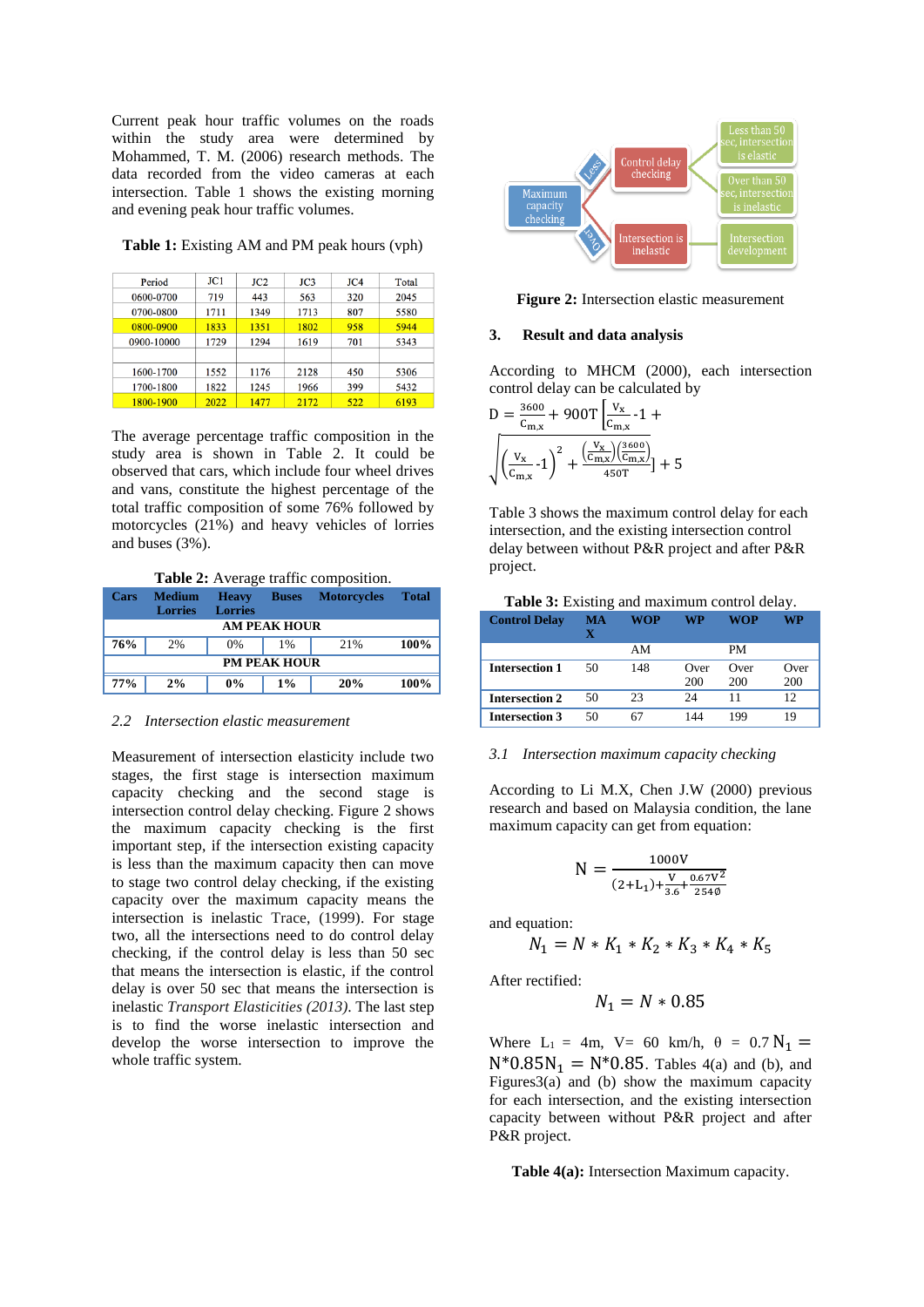Current peak hour traffic volumes on the roads within the study area were determined by Mohammed, T. M. (2006) research methods. The data recorded from the video cameras at each intersection. Table 1 shows the existing morning and evening peak hour traffic volumes.

**Table 1:** Existing AM and PM peak hours (vph)

| Period | JC1 | JC2 | JC3 | JC4 | Total |
|---|---|---|---|---|---|
| 0600-0700 | 719 | 443 | 563 | 320 | 2045 |
| 0700-0800 | 1711 | 1349 | 1713 | 807 | 5580 |
| 0800-0900 | 1833 | 1351 | 1802 | 958 | 5944 |
| 0900-10000 | 1729 | 1294 | 1619 | 701 | 5343 |
| | | | | | |
| 1600-1700 | 1552 | 1176 | 2128 | 450 | 5306 |
| 1700-1800 | 1822 | 1245 | 1966 | 399 | 5432 |
| 1800-1900 | 2022 | 1477 | 2172 | 522 | 6193 |

The average percentage traffic composition in the study area is shown in Table 2. It could be observed that cars, which include four wheel drives and vans, constitute the highest percentage of the total traffic composition of some 76% followed by motorcycles (21%) and heavy vehicles of lorries and buses (3%).

**Table 2:** Average traffic composition.

| Cars | Medium Lorries | Heavy Lorries | Buses | Motorcycles | Total |
|---|---|---|---|---|---|
| AM PEAK HOUR | | | | | |
| 76% | 2% | 0% | 1% | 21% | 100% |
| PM PEAK HOUR | | | | | |
| 77% | 2% | 0% | 1% | 20% | 100% |

## 2.2 *Intersection elastic measurement*

Measurement of intersection elasticity include two stages, the first stage is intersection maximum capacity checking and the second stage is intersection control delay checking. Figure 2 shows the maximum capacity checking is the first important step, if the intersection existing capacity is less than the maximum capacity then can move to stage two control delay checking, if the existing capacity over the maximum capacity means the intersection is inelastic Trace, (1999). For stage two, all the intersections need to do control delay checking, if the control delay is less than 50 sec that means the intersection is elastic, if the control delay is over 50 sec that means the intersection is inelastic *Transport Elasticities (2013)*. The last step is to find the worse inelastic intersection and develop the worse intersection to improve the whole traffic system.

**Figure 2:** Intersection elastic measurement

## 3. Result and data analysis

According to MHCM (2000), each intersection control delay can be calculated by

$$D = \frac{3600}{C_{m,x}} + 900T\left[\frac{V_x}{C_{m,x}} - 1 + \sqrt{\left(\frac{V_x}{C_{m,x}} - 1\right)^2 + \frac{\left(\frac{V_x}{C_{m,x}}\right)\left(\frac{3600}{C_{m,x}}\right)}{450T}}\right] + 5$$

Table 3 shows the maximum control delay for each intersection, and the existing intersection control delay between without P&R project and after P&R project.

**Table 3:** Existing and maximum control delay.

| Control Delay | MAX | WOP | WP | WOP | WP |
|---|---|---|---|---|---|
| | | AM | | PM | |
| Intersection 1 | 50 | 148 | Over 200 | Over 200 | Over 200 |
| Intersection 2 | 50 | 23 | 24 | 11 | 12 |
| Intersection 3 | 50 | 67 | 144 | 199 | 19 |

### 3.1 *Intersection maximum capacity checking*

According to Li M.X, Chen J.W (2000) previous research and based on Malaysia condition, the lane maximum capacity can get from equation:

$$N = \frac{1000V}{(2+L_1)+\frac{V}{3.6}+\frac{0.67V^2}{254\theta}}$$

and equation:

$$N_1 = N * K_1 * K_2 * K_3 * K_4 * K_5$$

After rectified:

$$N_1 = N * 0.85$$

Where $L_1$ = 4m, V= 60 km/h, $\theta$ = 0.7 $N_1 =$ N\*0.85$N_1 =$ N\*0.85. Tables 4(a) and (b), and Figures3(a) and (b) show the maximum capacity for each intersection, and the existing intersection capacity between without P&R project and after P&R project.

**Table 4(a):** Intersection Maximum capacity.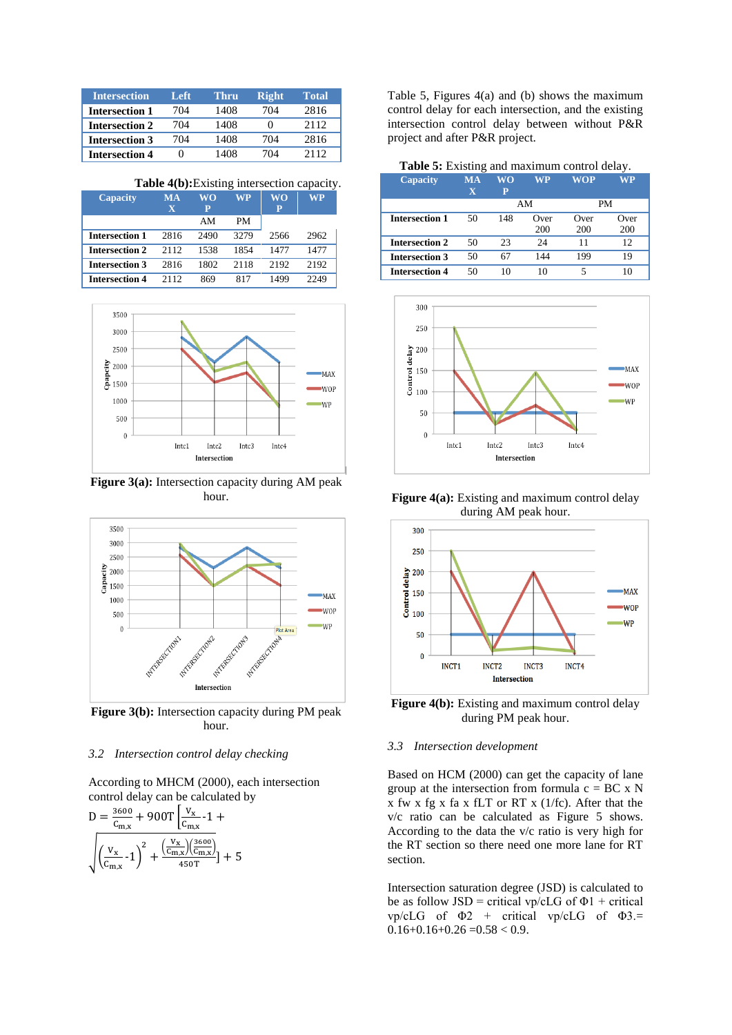| Intersection | Left | Thru | Right | Total |
|---|---|---|---|---|
| Intersection 1 | 704 | 1408 | 704 | 2816 |
| Intersection 2 | 704 | 1408 | 0 | 2112 |
| Intersection 3 | 704 | 1408 | 704 | 2816 |
| Intersection 4 | 0 | 1408 | 704 | 2112 |

**Table 4(b):**Existing intersection capacity.

| Capacity | MAX | WOP | WP | WOP | WP |
|---|---|---|---|---|---|
| | | AM | PM | | |
| Intersection 1 | 2816 | 2490 | 3279 | 2566 | 2962 |
| Intersection 2 | 2112 | 1538 | 1854 | 1477 | 1477 |
| Intersection 3 | 2816 | 1802 | 2118 | 2192 | 2192 |
| Intersection 4 | 2112 | 869 | 817 | 1499 | 2249 |

**Figure 3(a):** Intersection capacity during AM peak hour.

**Figure 3(b):** Intersection capacity during PM peak hour.

### 3.2 *Intersection control delay checking*

According to MHCM (2000), each intersection control delay can be calculated by

$$D = \frac{3600}{C_{m,x}} + 900T\left[\frac{V_x}{C_{m,x}} - 1 + \sqrt{\left(\frac{V_x}{C_{m,x}} - 1\right)^2 + \frac{\left(\frac{V_x}{C_{m,x}}\right)\left(\frac{3600}{C_{m,x}}\right)}{450T}}\right] + 5$$

Table 5, Figures 4(a) and (b) shows the maximum control delay for each intersection, and the existing intersection control delay between without P&R project and after P&R project.

**Table 5:** Existing and maximum control delay.

| Capacity | MAX | WOP | WP | WOP | WP |
|---|---|---|---|---|---|
| | | AM | | PM | |
| Intersection 1 | 50 | 148 | Over 200 | Over 200 | Over 200 |
| Intersection 2 | 50 | 23 | 24 | 11 | 12 |
| Intersection 3 | 50 | 67 | 144 | 199 | 19 |
| Intersection 4 | 50 | 10 | 10 | 5 | 10 |

**Figure 4(a):** Existing and maximum control delay during AM peak hour.

**Figure 4(b):** Existing and maximum control delay during PM peak hour.

### 3.3 *Intersection development*

Based on HCM (2000) can get the capacity of lane group at the intersection from formula c = BC x N x fw x fg x fa x fLT or RT x (1/fc). After that the v/c ratio can be calculated as Figure 5 shows. According to the data the v/c ratio is very high for the RT section so there need one more lane for RT section.

Intersection saturation degree (JSD) is calculated to be as follow JSD = critical vp/cLG of Φ1 + critical vp/cLG of Φ2 + critical vp/cLG of Φ3.= 0.16+0.16+0.26 =0.58 < 0.9.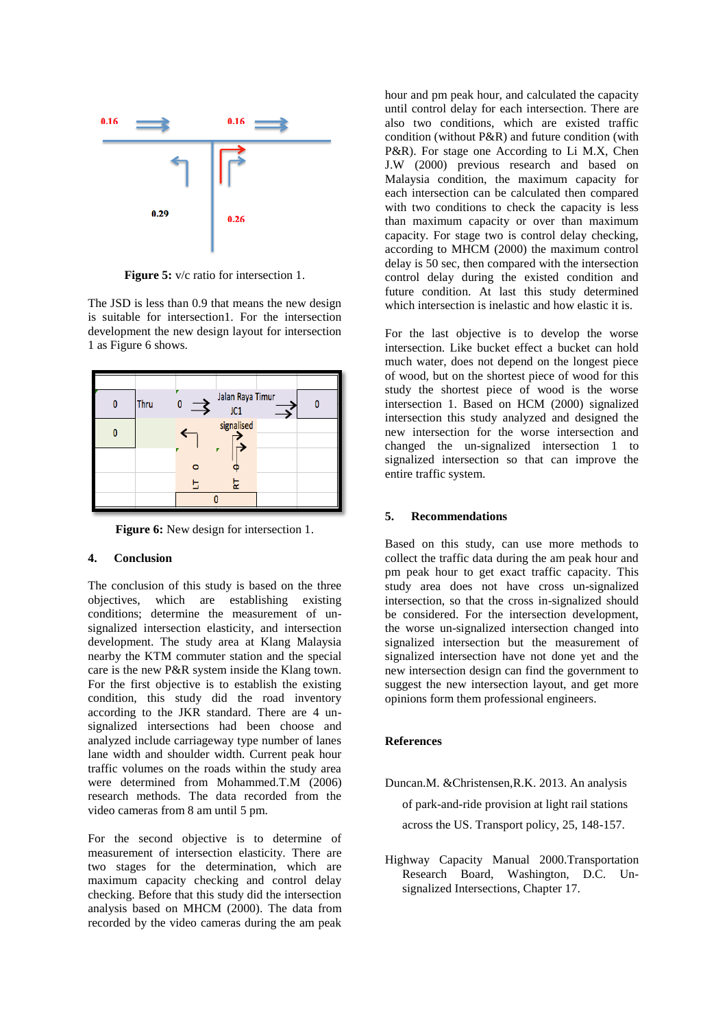Figure 5: v/c ratio for intersection 1.

The JSD is less than 0.9 that means the new design is suitable for intersection1. For the intersection development the new design layout for intersection 1 as Figure 6 shows.

Figure 6: New design for intersection 1.

## 4. Conclusion

The conclusion of this study is based on the three objectives, which are establishing existing conditions; determine the measurement of un-signalized intersection elasticity, and intersection development. The study area at Klang Malaysia nearby the KTM commuter station and the special care is the new P&R system inside the Klang town. For the first objective is to establish the existing condition, this study did the road inventory according to the JKR standard. There are 4 un-signalized intersections had been choose and analyzed include carriageway type number of lanes lane width and shoulder width. Current peak hour traffic volumes on the roads within the study area were determined from Mohammed.T.M (2006) research methods. The data recorded from the video cameras from 8 am until 5 pm.

For the second objective is to determine of measurement of intersection elasticity. There are two stages for the determination, which are maximum capacity checking and control delay checking. Before that this study did the intersection analysis based on MHCM (2000). The data from recorded by the video cameras during the am peak hour and pm peak hour, and calculated the capacity until control delay for each intersection. There are also two conditions, which are existed traffic condition (without P&R) and future condition (with P&R). For stage one According to Li M.X, Chen J.W (2000) previous research and based on Malaysia condition, the maximum capacity for each intersection can be calculated then compared with two conditions to check the capacity is less than maximum capacity or over than maximum capacity. For stage two is control delay checking, according to MHCM (2000) the maximum control delay is 50 sec, then compared with the intersection control delay during the existed condition and future condition. At last this study determined which intersection is inelastic and how elastic it is.

For the last objective is to develop the worse intersection. Like bucket effect a bucket can hold much water, does not depend on the longest piece of wood, but on the shortest piece of wood for this study the shortest piece of wood is the worse intersection 1. Based on HCM (2000) signalized intersection this study analyzed and designed the new intersection for the worse intersection and changed the un-signalized intersection 1 to signalized intersection so that can improve the entire traffic system.

## 5. Recommendations

Based on this study, can use more methods to collect the traffic data during the am peak hour and pm peak hour to get exact traffic capacity. This study area does not have cross un-signalized intersection, so that the cross in-signalized should be considered. For the intersection development, the worse un-signalized intersection changed into signalized intersection but the measurement of signalized intersection have not done yet and the new intersection design can find the government to suggest the new intersection layout, and get more opinions form them professional engineers.

## References

Duncan.M. &Christensen,R.K. 2013. An analysis of park-and-ride provision at light rail stations across the US. Transport policy, 25, 148-157.

Highway Capacity Manual 2000.Transportation Research Board, Washington, D.C. Un-signalized Intersections, Chapter 17.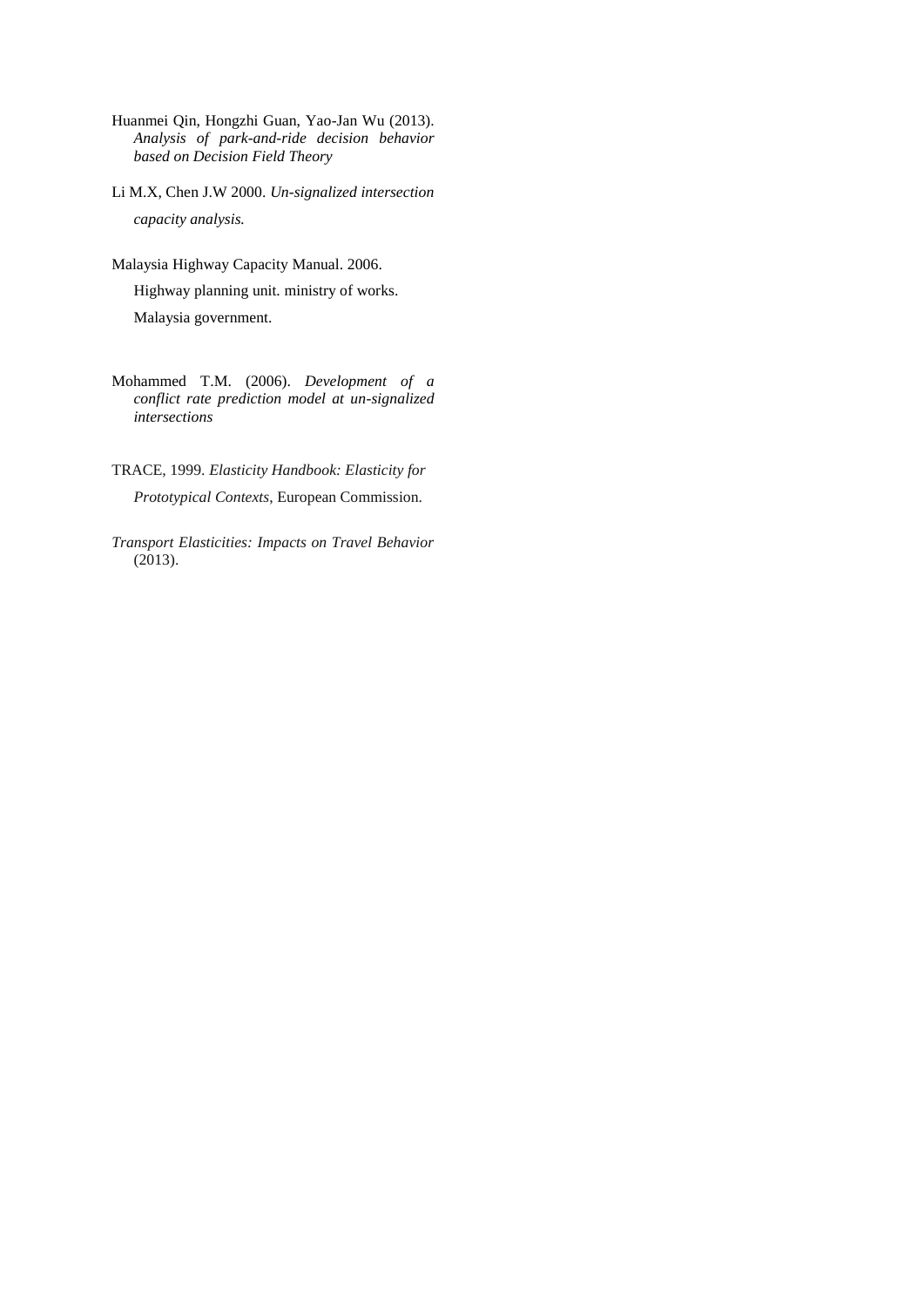Huanmei Qin, Hongzhi Guan, Yao-Jan Wu (2013). *Analysis of park-and-ride decision behavior based on Decision Field Theory*

Li M.X, Chen J.W 2000. *Un-signalized intersection capacity analysis.*

Malaysia Highway Capacity Manual. 2006. Highway planning unit. ministry of works. Malaysia government.

Mohammed T.M. (2006). *Development of a conflict rate prediction model at un-signalized intersections*

TRACE, 1999. *Elasticity Handbook: Elasticity for Prototypical Contexts*, European Commission.

*Transport Elasticities: Impacts on Travel Behavior* (2013).